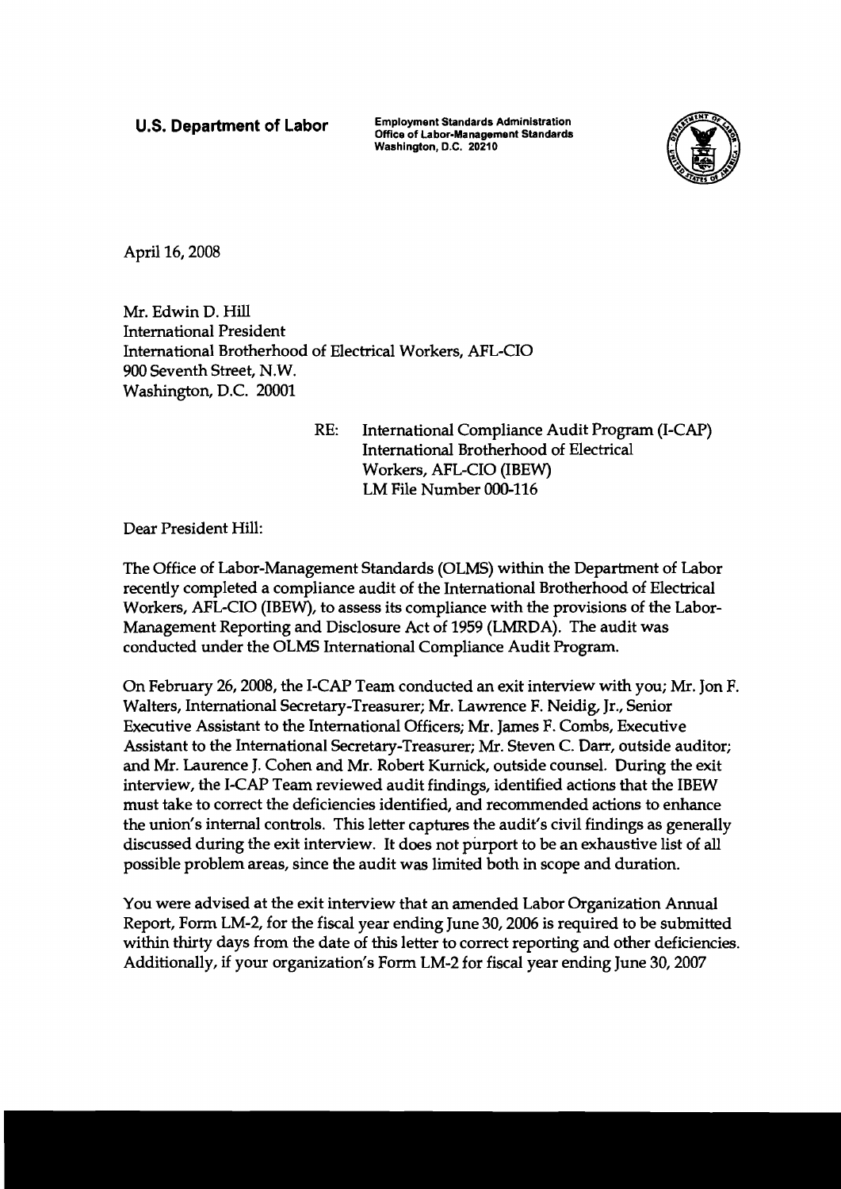**U.S. Department of Labor**

Employment Standards Administration
Office of Labor-Management Standards
Washington, D.C. 20210

April 16, 2008

Mr. Edwin D. Hill
International President
International Brotherhood of Electrical Workers, AFL-CIO
900 Seventh Street, N.W.
Washington, D.C. 20001

RE: International Compliance Audit Program (I-CAP)
International Brotherhood of Electrical Workers, AFL-CIO (IBEW)
LM File Number 000-116

Dear President Hill:

The Office of Labor-Management Standards (OLMS) within the Department of Labor recently completed a compliance audit of the International Brotherhood of Electrical Workers, AFL-CIO (IBEW), to assess its compliance with the provisions of the Labor-Management Reporting and Disclosure Act of 1959 (LMRDA). The audit was conducted under the OLMS International Compliance Audit Program.

On February 26, 2008, the I-CAP Team conducted an exit interview with you; Mr. Jon F. Walters, International Secretary-Treasurer; Mr. Lawrence F. Neidig, Jr., Senior Executive Assistant to the International Officers; Mr. James F. Combs, Executive Assistant to the International Secretary-Treasurer; Mr. Steven C. Darr, outside auditor; and Mr. Laurence J. Cohen and Mr. Robert Kurnick, outside counsel. During the exit interview, the I-CAP Team reviewed audit findings, identified actions that the IBEW must take to correct the deficiencies identified, and recommended actions to enhance the union's internal controls. This letter captures the audit's civil findings as generally discussed during the exit interview. It does not purport to be an exhaustive list of all possible problem areas, since the audit was limited both in scope and duration.

You were advised at the exit interview that an amended Labor Organization Annual Report, Form LM-2, for the fiscal year ending June 30, 2006 is required to be submitted within thirty days from the date of this letter to correct reporting and other deficiencies. Additionally, if your organization's Form LM-2 for fiscal year ending June 30, 2007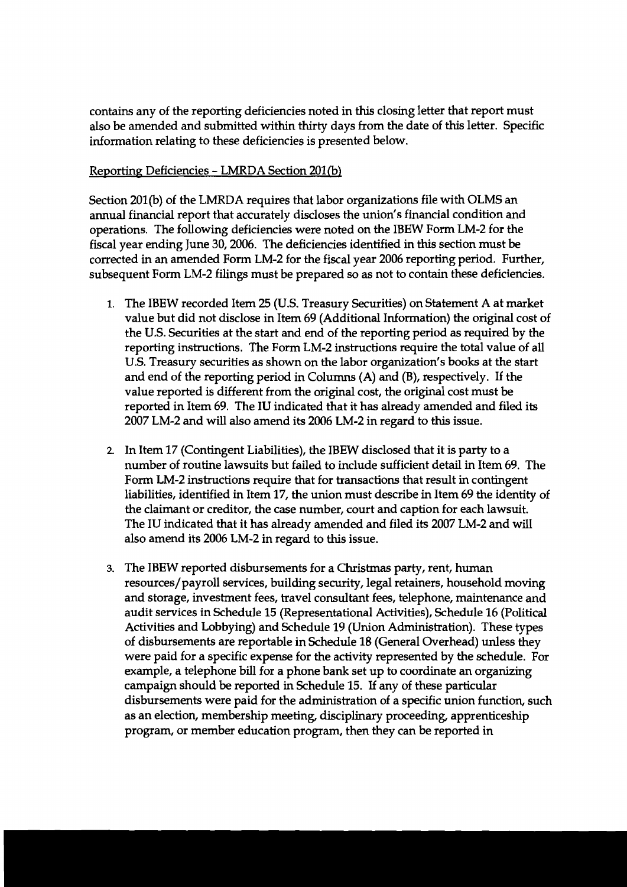contains any of the reporting deficiencies noted in this closing letter that report must also be amended and submitted within thirty days from the date of this letter. Specific information relating to these deficiencies is presented below.

Reporting Deficiencies - LMRDA Section 201(b)

Section 201(b) of the LMRDA requires that labor organizations file with OLMS an annual financial report that accurately discloses the union's financial condition and operations. The following deficiencies were noted on the IBEW Form LM-2 for the fiscal year ending June 30, 2006. The deficiencies identified in this section must be corrected in an amended Form LM-2 for the fiscal year 2006 reporting period. Further, subsequent Form LM-2 filings must be prepared so as not to contain these deficiencies.

1. The IBEW recorded Item 25 (U.S. Treasury Securities) on Statement A at market value but did not disclose in Item 69 (Additional Information) the original cost of the U.S. Securities at the start and end of the reporting period as required by the reporting instructions. The Form LM-2 instructions require the total value of all U.S. Treasury securities as shown on the labor organization's books at the start and end of the reporting period in Columns (A) and (B), respectively. If the value reported is different from the original cost, the original cost must be reported in Item 69. The IU indicated that it has already amended and filed its 2007 LM-2 and will also amend its 2006 LM-2 in regard to this issue.

2. In Item 17 (Contingent Liabilities), the IBEW disclosed that it is party to a number of routine lawsuits but failed to include sufficient detail in Item 69. The Form LM-2 instructions require that for transactions that result in contingent liabilities, identified in Item 17, the union must describe in Item 69 the identity of the claimant or creditor, the case number, court and caption for each lawsuit. The IU indicated that it has already amended and filed its 2007 LM-2 and will also amend its 2006 LM-2 in regard to this issue.

3. The IBEW reported disbursements for a Christmas party, rent, human resources/payroll services, building security, legal retainers, household moving and storage, investment fees, travel consultant fees, telephone, maintenance and audit services in Schedule 15 (Representational Activities), Schedule 16 (Political Activities and Lobbying) and Schedule 19 (Union Administration). These types of disbursements are reportable in Schedule 18 (General Overhead) unless they were paid for a specific expense for the activity represented by the schedule. For example, a telephone bill for a phone bank set up to coordinate an organizing campaign should be reported in Schedule 15. If any of these particular disbursements were paid for the administration of a specific union function, such as an election, membership meeting, disciplinary proceeding, apprenticeship program, or member education program, then they can be reported in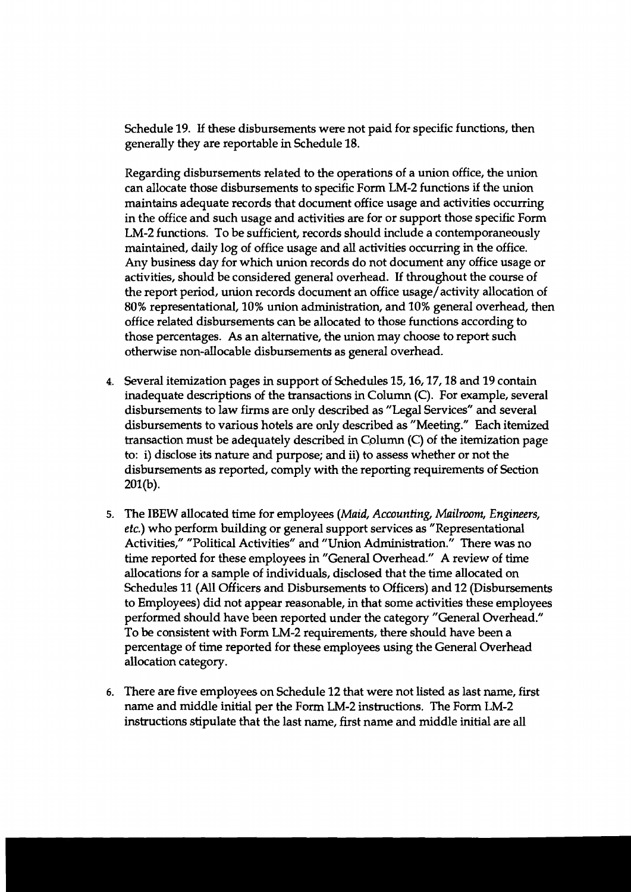Schedule 19. If these disbursements were not paid for specific functions, then generally they are reportable in Schedule 18.

Regarding disbursements related to the operations of a union office, the union can allocate those disbursements to specific Form LM-2 functions if the union maintains adequate records that document office usage and activities occurring in the office and such usage and activities are for or support those specific Form LM-2 functions. To be sufficient, records should include a contemporaneously maintained, daily log of office usage and all activities occurring in the office. Any business day for which union records do not document any office usage or activities, should be considered general overhead. If throughout the course of the report period, union records document an office usage/activity allocation of 80% representational, 10% union administration, and 10% general overhead, then office related disbursements can be allocated to those functions according to those percentages. As an alternative, the union may choose to report such otherwise non-allocable disbursements as general overhead.

4. Several itemization pages in support of Schedules 15, 16, 17, 18 and 19 contain inadequate descriptions of the transactions in Column (C). For example, several disbursements to law firms are only described as "Legal Services" and several disbursements to various hotels are only described as "Meeting." Each itemized transaction must be adequately described in Column (C) of the itemization page to: i) disclose its nature and purpose; and ii) to assess whether or not the disbursements as reported, comply with the reporting requirements of Section 201(b).

5. The IBEW allocated time for employees (*Maid, Accounting, Mailroom, Engineers, etc.*) who perform building or general support services as "Representational Activities," "Political Activities" and "Union Administration." There was no time reported for these employees in "General Overhead." A review of time allocations for a sample of individuals, disclosed that the time allocated on Schedules 11 (All Officers and Disbursements to Officers) and 12 (Disbursements to Employees) did not appear reasonable, in that some activities these employees performed should have been reported under the category "General Overhead." To be consistent with Form LM-2 requirements, there should have been a percentage of time reported for these employees using the General Overhead allocation category.

6. There are five employees on Schedule 12 that were not listed as last name, first name and middle initial per the Form LM-2 instructions. The Form LM-2 instructions stipulate that the last name, first name and middle initial are all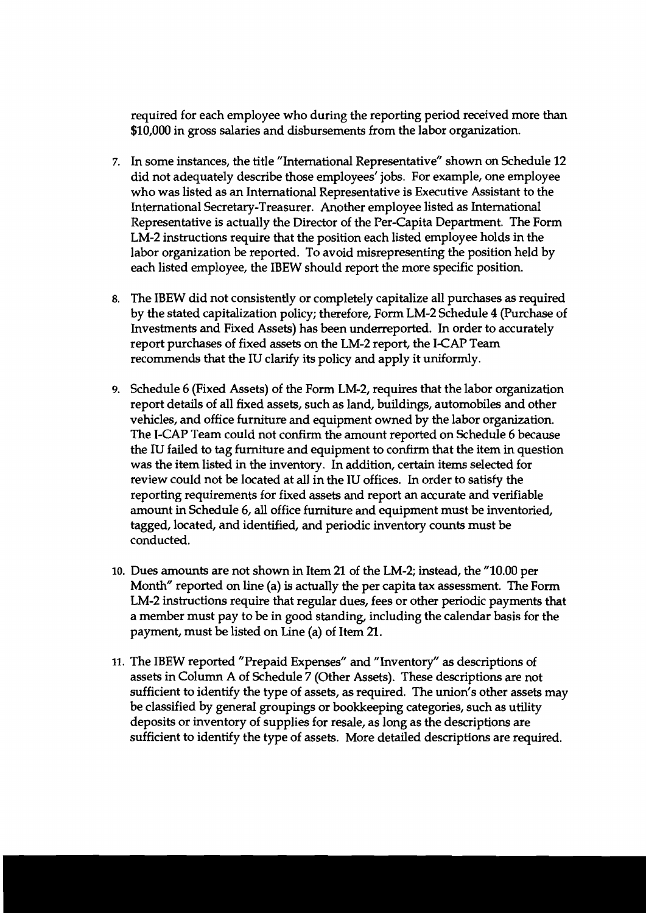required for each employee who during the reporting period received more than $10,000 in gross salaries and disbursements from the labor organization.

7. In some instances, the title "International Representative" shown on Schedule 12 did not adequately describe those employees' jobs. For example, one employee who was listed as an International Representative is Executive Assistant to the International Secretary-Treasurer. Another employee listed as International Representative is actually the Director of the Per-Capita Department. The Form LM-2 instructions require that the position each listed employee holds in the labor organization be reported. To avoid misrepresenting the position held by each listed employee, the IBEW should report the more specific position.

8. The IBEW did not consistently or completely capitalize all purchases as required by the stated capitalization policy; therefore, Form LM-2 Schedule 4 (Purchase of Investments and Fixed Assets) has been underreported. In order to accurately report purchases of fixed assets on the LM-2 report, the I-CAP Team recommends that the IU clarify its policy and apply it uniformly.

9. Schedule 6 (Fixed Assets) of the Form LM-2, requires that the labor organization report details of all fixed assets, such as land, buildings, automobiles and other vehicles, and office furniture and equipment owned by the labor organization. The I-CAP Team could not confirm the amount reported on Schedule 6 because the IU failed to tag furniture and equipment to confirm that the item in question was the item listed in the inventory. In addition, certain items selected for review could not be located at all in the IU offices. In order to satisfy the reporting requirements for fixed assets and report an accurate and verifiable amount in Schedule 6, all office furniture and equipment must be inventoried, tagged, located, and identified, and periodic inventory counts must be conducted.

10. Dues amounts are not shown in Item 21 of the LM-2; instead, the "10.00 per Month" reported on line (a) is actually the per capita tax assessment. The Form LM-2 instructions require that regular dues, fees or other periodic payments that a member must pay to be in good standing, including the calendar basis for the payment, must be listed on Line (a) of Item 21.

11. The IBEW reported "Prepaid Expenses" and "Inventory" as descriptions of assets in Column A of Schedule 7 (Other Assets). These descriptions are not sufficient to identify the type of assets, as required. The union's other assets may be classified by general groupings or bookkeeping categories, such as utility deposits or inventory of supplies for resale, as long as the descriptions are sufficient to identify the type of assets. More detailed descriptions are required.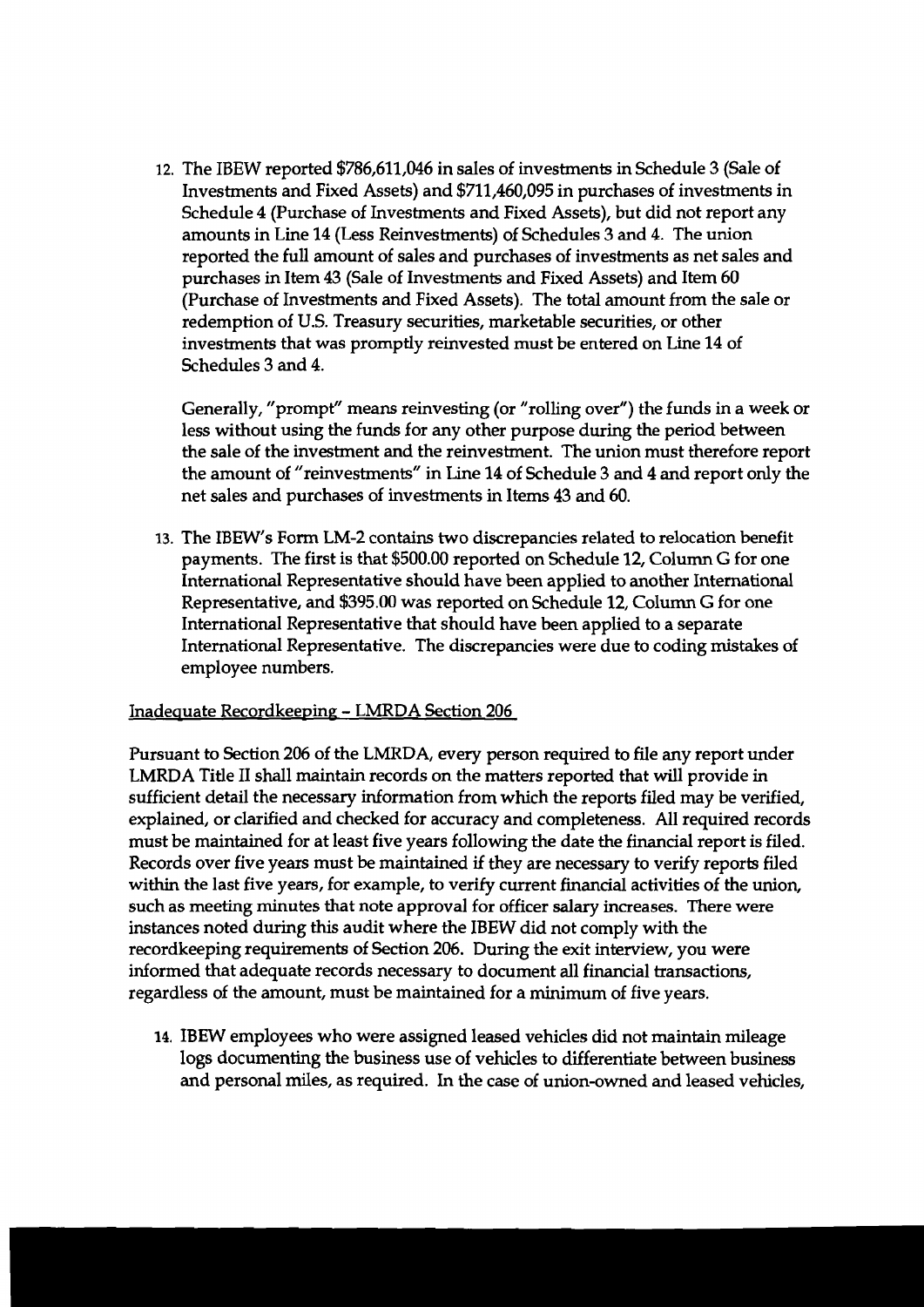12. The IBEW reported $786,611,046 in sales of investments in Schedule 3 (Sale of Investments and Fixed Assets) and $711,460,095 in purchases of investments in Schedule 4 (Purchase of Investments and Fixed Assets), but did not report any amounts in Line 14 (Less Reinvestments) of Schedules 3 and 4. The union reported the full amount of sales and purchases of investments as net sales and purchases in Item 43 (Sale of Investments and Fixed Assets) and Item 60 (Purchase of Investments and Fixed Assets). The total amount from the sale or redemption of U.S. Treasury securities, marketable securities, or other investments that was promptly reinvested must be entered on Line 14 of Schedules 3 and 4.

    Generally, "prompt" means reinvesting (or "rolling over") the funds in a week or less without using the funds for any other purpose during the period between the sale of the investment and the reinvestment. The union must therefore report the amount of "reinvestments" in Line 14 of Schedule 3 and 4 and report only the net sales and purchases of investments in Items 43 and 60.

13. The IBEW's Form LM-2 contains two discrepancies related to relocation benefit payments. The first is that $500.00 reported on Schedule 12, Column G for one International Representative should have been applied to another International Representative, and $395.00 was reported on Schedule 12, Column G for one International Representative that should have been applied to a separate International Representative. The discrepancies were due to coding mistakes of employee numbers.

<u>Inadequate Recordkeeping - LMRDA Section 206</u>

Pursuant to Section 206 of the LMRDA, every person required to file any report under LMRDA Title II shall maintain records on the matters reported that will provide in sufficient detail the necessary information from which the reports filed may be verified, explained, or clarified and checked for accuracy and completeness. All required records must be maintained for at least five years following the date the financial report is filed. Records over five years must be maintained if they are necessary to verify reports filed within the last five years, for example, to verify current financial activities of the union, such as meeting minutes that note approval for officer salary increases. There were instances noted during this audit where the IBEW did not comply with the recordkeeping requirements of Section 206. During the exit interview, you were informed that adequate records necessary to document all financial transactions, regardless of the amount, must be maintained for a minimum of five years.

14. IBEW employees who were assigned leased vehicles did not maintain mileage logs documenting the business use of vehicles to differentiate between business and personal miles, as required. In the case of union-owned and leased vehicles,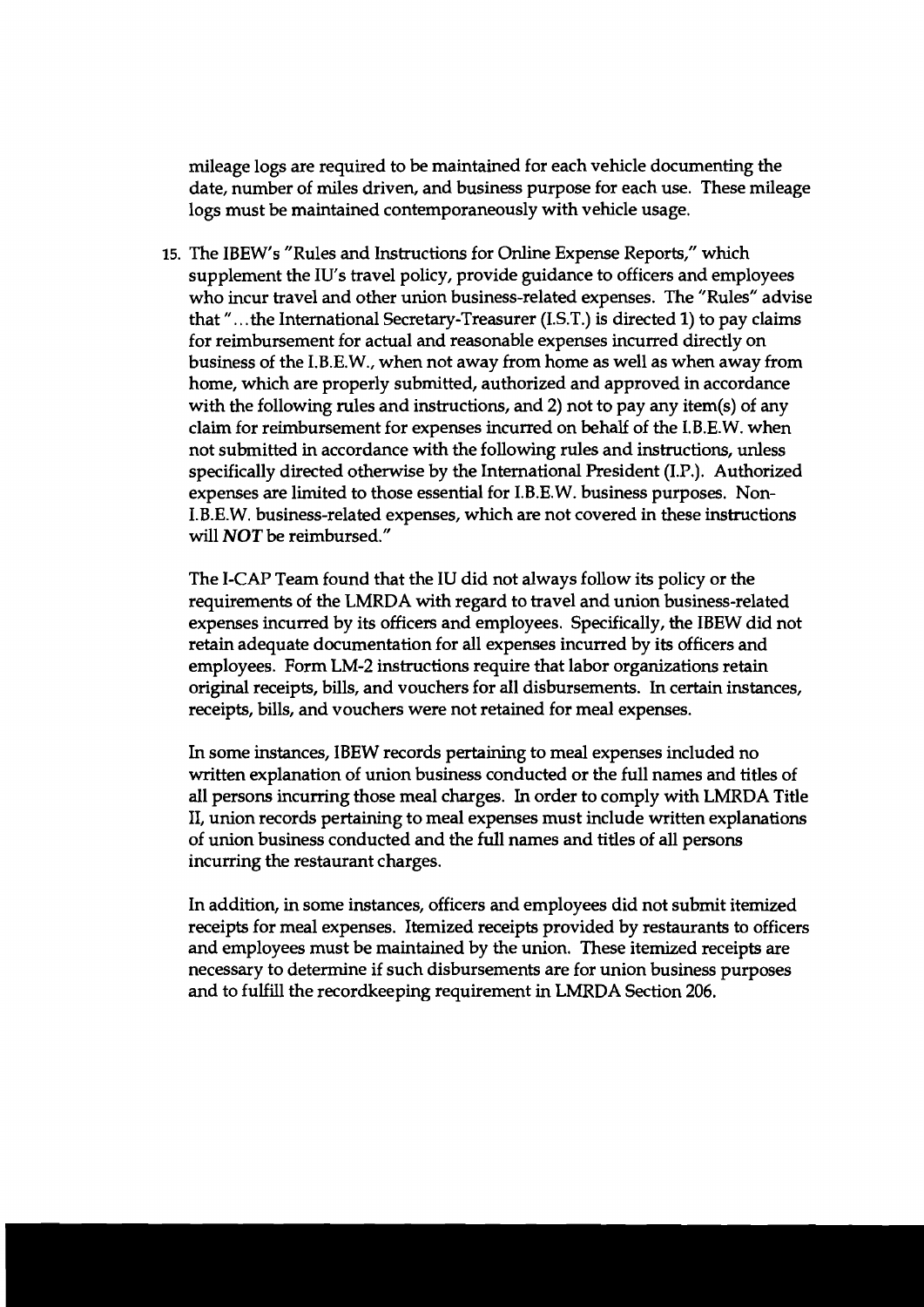mileage logs are required to be maintained for each vehicle documenting the date, number of miles driven, and business purpose for each use. These mileage logs must be maintained contemporaneously with vehicle usage.

15. The IBEW's "Rules and Instructions for Online Expense Reports," which supplement the IU's travel policy, provide guidance to officers and employees who incur travel and other union business-related expenses. The "Rules" advise that "...the International Secretary-Treasurer (I.S.T.) is directed 1) to pay claims for reimbursement for actual and reasonable expenses incurred directly on business of the I.B.E.W., when not away from home as well as when away from home, which are properly submitted, authorized and approved in accordance with the following rules and instructions, and 2) not to pay any item(s) of any claim for reimbursement for expenses incurred on behalf of the I.B.E.W. when not submitted in accordance with the following rules and instructions, unless specifically directed otherwise by the International President (I.P.). Authorized expenses are limited to those essential for I.B.E.W. business purposes. Non-I.B.E.W. business-related expenses, which are not covered in these instructions will ***NOT*** be reimbursed."

    The I-CAP Team found that the IU did not always follow its policy or the requirements of the LMRDA with regard to travel and union business-related expenses incurred by its officers and employees. Specifically, the IBEW did not retain adequate documentation for all expenses incurred by its officers and employees. Form LM-2 instructions require that labor organizations retain original receipts, bills, and vouchers for all disbursements. In certain instances, receipts, bills, and vouchers were not retained for meal expenses.

    In some instances, IBEW records pertaining to meal expenses included no written explanation of union business conducted or the full names and titles of all persons incurring those meal charges. In order to comply with LMRDA Title II, union records pertaining to meal expenses must include written explanations of union business conducted and the full names and titles of all persons incurring the restaurant charges.

    In addition, in some instances, officers and employees did not submit itemized receipts for meal expenses. Itemized receipts provided by restaurants to officers and employees must be maintained by the union. These itemized receipts are necessary to determine if such disbursements are for union business purposes and to fulfill the recordkeeping requirement in LMRDA Section 206.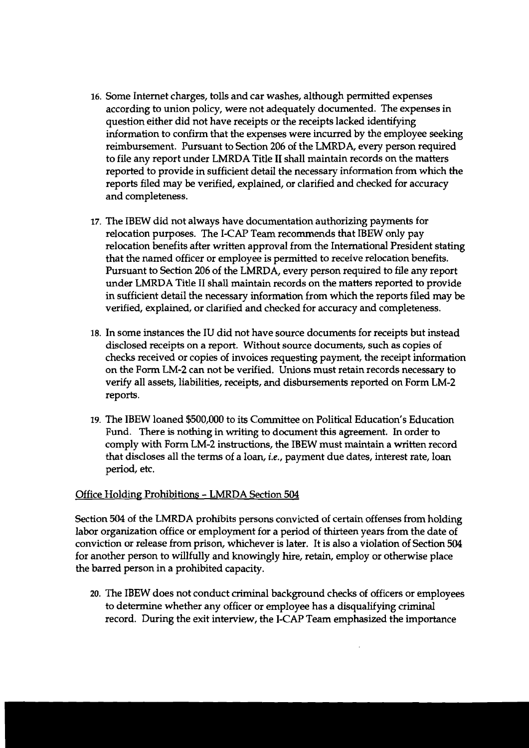16. Some Internet charges, tolls and car washes, although permitted expenses according to union policy, were not adequately documented. The expenses in question either did not have receipts or the receipts lacked identifying information to confirm that the expenses were incurred by the employee seeking reimbursement. Pursuant to Section 206 of the LMRDA, every person required to file any report under LMRDA Title II shall maintain records on the matters reported to provide in sufficient detail the necessary information from which the reports filed may be verified, explained, or clarified and checked for accuracy and completeness.

17. The IBEW did not always have documentation authorizing payments for relocation purposes. The I-CAP Team recommends that IBEW only pay relocation benefits after written approval from the International President stating that the named officer or employee is permitted to receive relocation benefits. Pursuant to Section 206 of the LMRDA, every person required to file any report under LMRDA Title II shall maintain records on the matters reported to provide in sufficient detail the necessary information from which the reports filed may be verified, explained, or clarified and checked for accuracy and completeness.

18. In some instances the IU did not have source documents for receipts but instead disclosed receipts on a report. Without source documents, such as copies of checks received or copies of invoices requesting payment, the receipt information on the Form LM-2 can not be verified. Unions must retain records necessary to verify all assets, liabilities, receipts, and disbursements reported on Form LM-2 reports.

19. The IBEW loaned $500,000 to its Committee on Political Education's Education Fund. There is nothing in writing to document this agreement. In order to comply with Form LM-2 instructions, the IBEW must maintain a written record that discloses all the terms of a loan, *i.e.*, payment due dates, interest rate, loan period, etc.

Office Holding Prohibitions - LMRDA Section 504

Section 504 of the LMRDA prohibits persons convicted of certain offenses from holding labor organization office or employment for a period of thirteen years from the date of conviction or release from prison, whichever is later. It is also a violation of Section 504 for another person to willfully and knowingly hire, retain, employ or otherwise place the barred person in a prohibited capacity.

20. The IBEW does not conduct criminal background checks of officers or employees to determine whether any officer or employee has a disqualifying criminal record. During the exit interview, the I-CAP Team emphasized the importance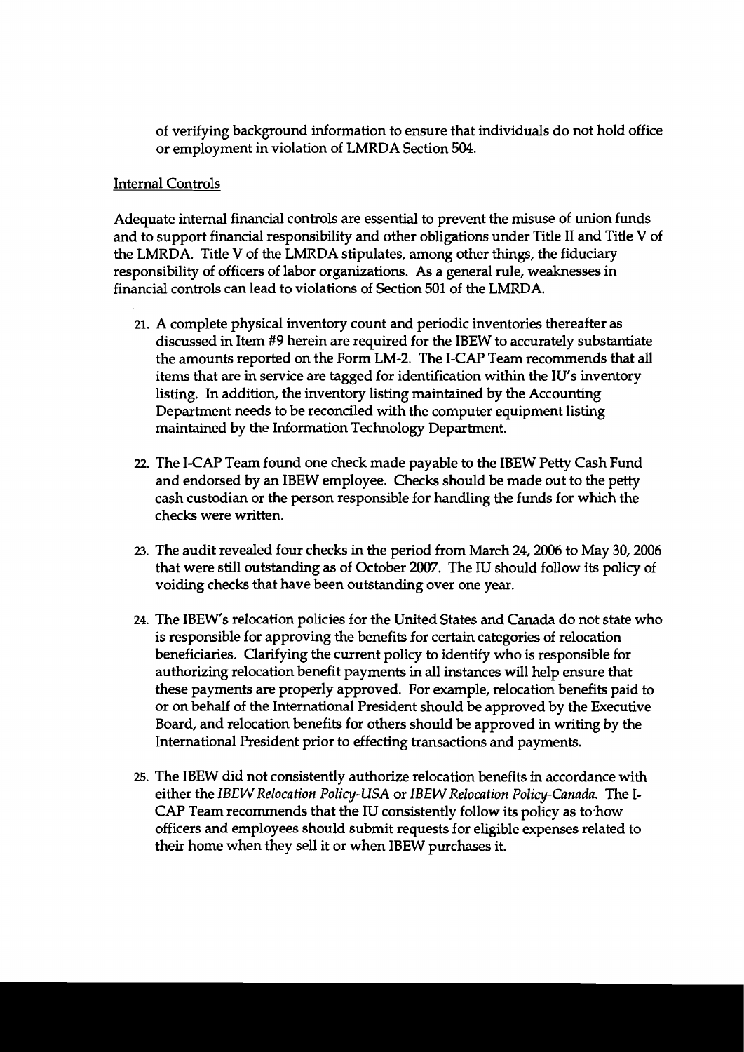of verifying background information to ensure that individuals do not hold office or employment in violation of LMRDA Section 504.

Internal Controls

Adequate internal financial controls are essential to prevent the misuse of union funds and to support financial responsibility and other obligations under Title II and Title V of the LMRDA. Title V of the LMRDA stipulates, among other things, the fiduciary responsibility of officers of labor organizations. As a general rule, weaknesses in financial controls can lead to violations of Section 501 of the LMRDA.

21. A complete physical inventory count and periodic inventories thereafter as discussed in Item #9 herein are required for the IBEW to accurately substantiate the amounts reported on the Form LM-2. The I-CAP Team recommends that all items that are in service are tagged for identification within the IU's inventory listing. In addition, the inventory listing maintained by the Accounting Department needs to be reconciled with the computer equipment listing maintained by the Information Technology Department.

22. The I-CAP Team found one check made payable to the IBEW Petty Cash Fund and endorsed by an IBEW employee. Checks should be made out to the petty cash custodian or the person responsible for handling the funds for which the checks were written.

23. The audit revealed four checks in the period from March 24, 2006 to May 30, 2006 that were still outstanding as of October 2007. The IU should follow its policy of voiding checks that have been outstanding over one year.

24. The IBEW's relocation policies for the United States and Canada do not state who is responsible for approving the benefits for certain categories of relocation beneficiaries. Clarifying the current policy to identify who is responsible for authorizing relocation benefit payments in all instances will help ensure that these payments are properly approved. For example, relocation benefits paid to or on behalf of the International President should be approved by the Executive Board, and relocation benefits for others should be approved in writing by the International President prior to effecting transactions and payments.

25. The IBEW did not consistently authorize relocation benefits in accordance with either the *IBEW Relocation Policy-USA* or *IBEW Relocation Policy-Canada*. The I-CAP Team recommends that the IU consistently follow its policy as to how officers and employees should submit requests for eligible expenses related to their home when they sell it or when IBEW purchases it.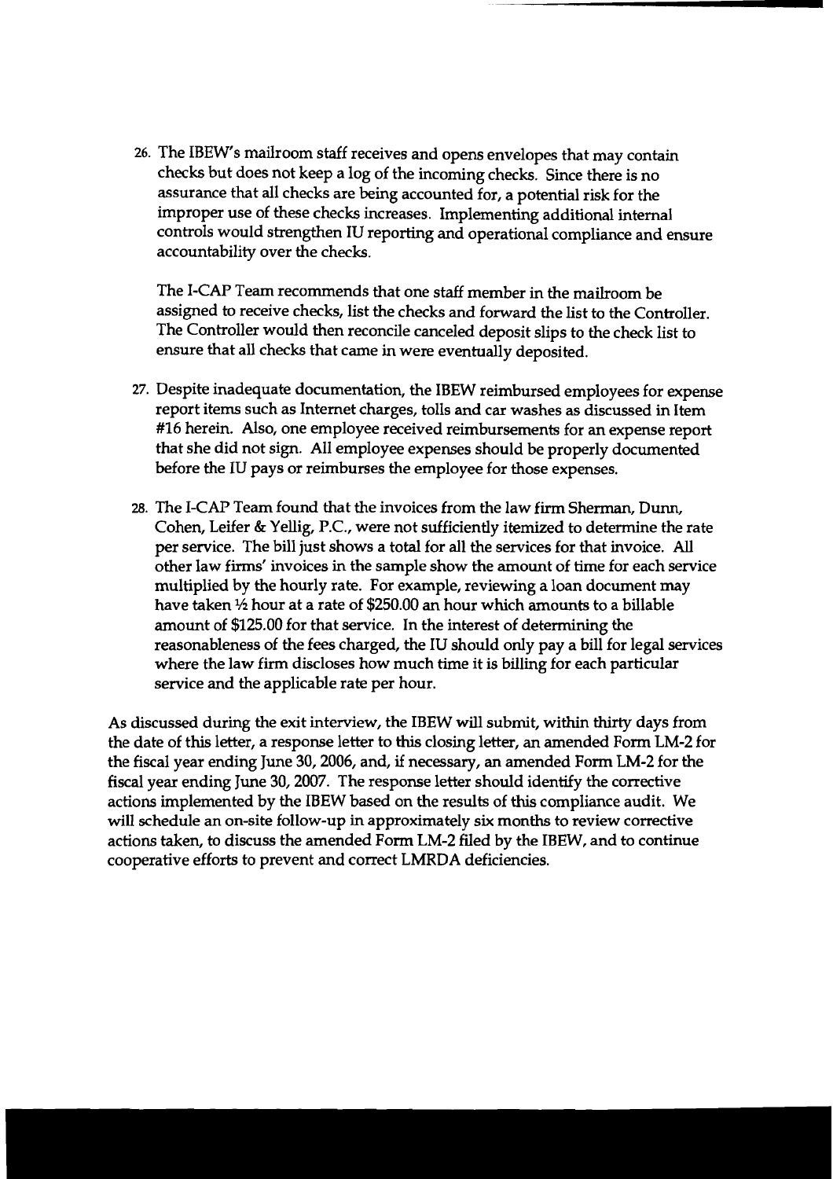26. The IBEW's mailroom staff receives and opens envelopes that may contain checks but does not keep a log of the incoming checks. Since there is no assurance that all checks are being accounted for, a potential risk for the improper use of these checks increases. Implementing additional internal controls would strengthen IU reporting and operational compliance and ensure accountability over the checks.

    The I-CAP Team recommends that one staff member in the mailroom be assigned to receive checks, list the checks and forward the list to the Controller. The Controller would then reconcile canceled deposit slips to the check list to ensure that all checks that came in were eventually deposited.

27. Despite inadequate documentation, the IBEW reimbursed employees for expense report items such as Internet charges, tolls and car washes as discussed in Item #16 herein. Also, one employee received reimbursements for an expense report that she did not sign. All employee expenses should be properly documented before the IU pays or reimburses the employee for those expenses.

28. The I-CAP Team found that the invoices from the law firm Sherman, Dunn, Cohen, Leifer & Yellig, P.C., were not sufficiently itemized to determine the rate per service. The bill just shows a total for all the services for that invoice. All other law firms' invoices in the sample show the amount of time for each service multiplied by the hourly rate. For example, reviewing a loan document may have taken ½ hour at a rate of $250.00 an hour which amounts to a billable amount of $125.00 for that service. In the interest of determining the reasonableness of the fees charged, the IU should only pay a bill for legal services where the law firm discloses how much time it is billing for each particular service and the applicable rate per hour.

As discussed during the exit interview, the IBEW will submit, within thirty days from the date of this letter, a response letter to this closing letter, an amended Form LM-2 for the fiscal year ending June 30, 2006, and, if necessary, an amended Form LM-2 for the fiscal year ending June 30, 2007. The response letter should identify the corrective actions implemented by the IBEW based on the results of this compliance audit. We will schedule an on-site follow-up in approximately six months to review corrective actions taken, to discuss the amended Form LM-2 filed by the IBEW, and to continue cooperative efforts to prevent and correct LMRDA deficiencies.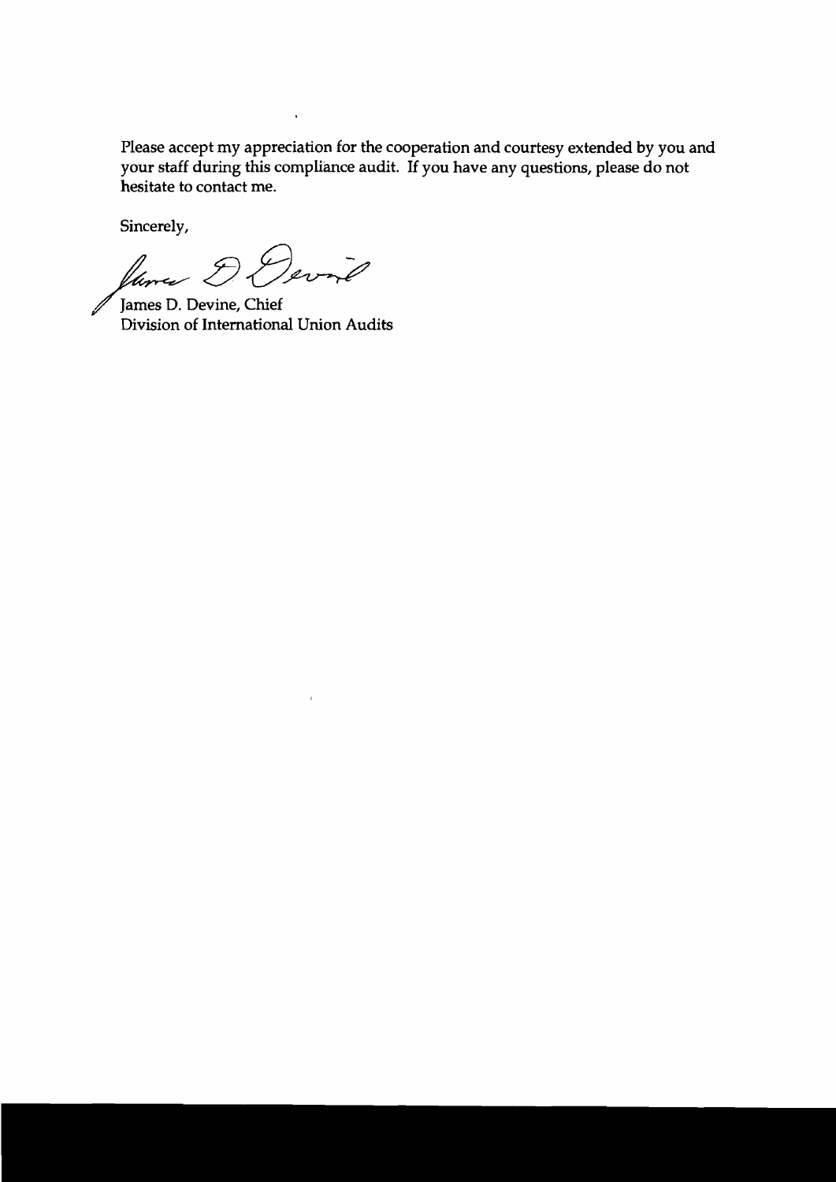Please accept my appreciation for the cooperation and courtesy extended by you and your staff during this compliance audit. If you have any questions, please do not hesitate to contact me.

Sincerely,

James D. Devine, Chief
Division of International Union Audits